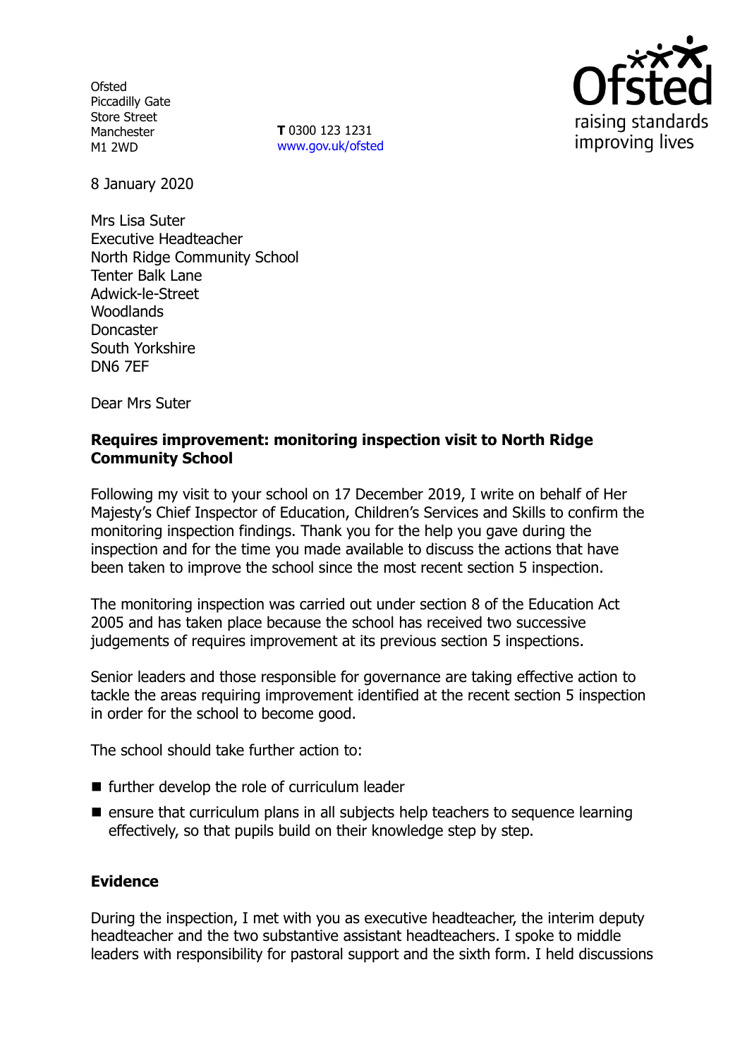Ofsted
Piccadilly Gate
Store Street
Manchester
M1 2WD

**T** 0300 123 1231
www.gov.uk/ofsted

8 January 2020

Mrs Lisa Suter
Executive Headteacher
North Ridge Community School
Tenter Balk Lane
Adwick-le-Street
Woodlands
Doncaster
South Yorkshire
DN6 7EF

Dear Mrs Suter

**Requires improvement: monitoring inspection visit to North Ridge Community School**

Following my visit to your school on 17 December 2019, I write on behalf of Her Majesty's Chief Inspector of Education, Children's Services and Skills to confirm the monitoring inspection findings. Thank you for the help you gave during the inspection and for the time you made available to discuss the actions that have been taken to improve the school since the most recent section 5 inspection.

The monitoring inspection was carried out under section 8 of the Education Act 2005 and has taken place because the school has received two successive judgements of requires improvement at its previous section 5 inspections.

Senior leaders and those responsible for governance are taking effective action to tackle the areas requiring improvement identified at the recent section 5 inspection in order for the school to become good.

The school should take further action to:

- further develop the role of curriculum leader
- ensure that curriculum plans in all subjects help teachers to sequence learning effectively, so that pupils build on their knowledge step by step.

## Evidence

During the inspection, I met with you as executive headteacher, the interim deputy headteacher and the two substantive assistant headteachers. I spoke to middle leaders with responsibility for pastoral support and the sixth form. I held discussions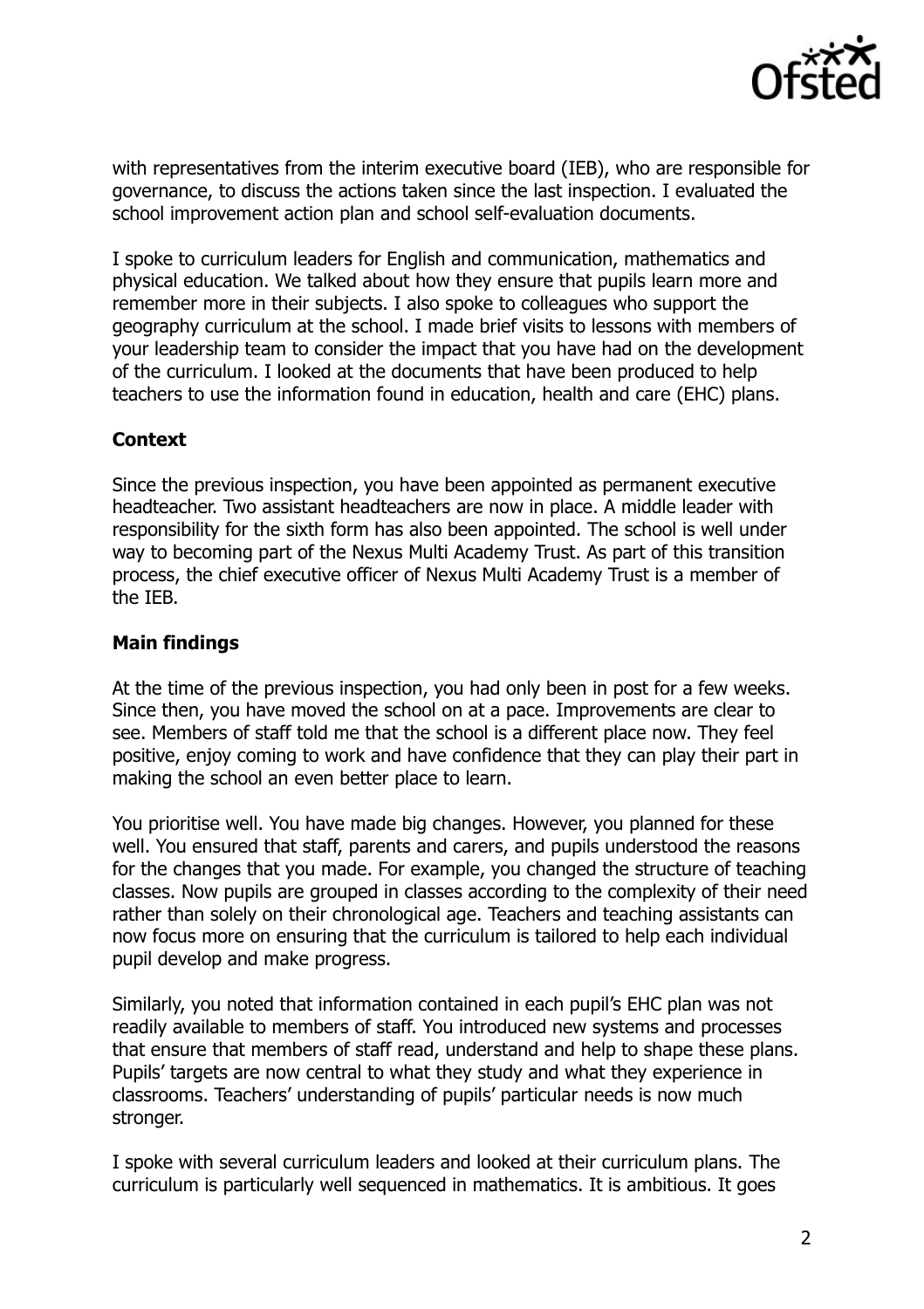with representatives from the interim executive board (IEB), who are responsible for governance, to discuss the actions taken since the last inspection. I evaluated the school improvement action plan and school self-evaluation documents.

I spoke to curriculum leaders for English and communication, mathematics and physical education. We talked about how they ensure that pupils learn more and remember more in their subjects. I also spoke to colleagues who support the geography curriculum at the school. I made brief visits to lessons with members of your leadership team to consider the impact that you have had on the development of the curriculum. I looked at the documents that have been produced to help teachers to use the information found in education, health and care (EHC) plans.

## Context

Since the previous inspection, you have been appointed as permanent executive headteacher. Two assistant headteachers are now in place. A middle leader with responsibility for the sixth form has also been appointed. The school is well under way to becoming part of the Nexus Multi Academy Trust. As part of this transition process, the chief executive officer of Nexus Multi Academy Trust is a member of the IEB.

## Main findings

At the time of the previous inspection, you had only been in post for a few weeks. Since then, you have moved the school on at a pace. Improvements are clear to see. Members of staff told me that the school is a different place now. They feel positive, enjoy coming to work and have confidence that they can play their part in making the school an even better place to learn.

You prioritise well. You have made big changes. However, you planned for these well. You ensured that staff, parents and carers, and pupils understood the reasons for the changes that you made. For example, you changed the structure of teaching classes. Now pupils are grouped in classes according to the complexity of their need rather than solely on their chronological age. Teachers and teaching assistants can now focus more on ensuring that the curriculum is tailored to help each individual pupil develop and make progress.

Similarly, you noted that information contained in each pupil's EHC plan was not readily available to members of staff. You introduced new systems and processes that ensure that members of staff read, understand and help to shape these plans. Pupils' targets are now central to what they study and what they experience in classrooms. Teachers' understanding of pupils' particular needs is now much stronger.

I spoke with several curriculum leaders and looked at their curriculum plans. The curriculum is particularly well sequenced in mathematics. It is ambitious. It goes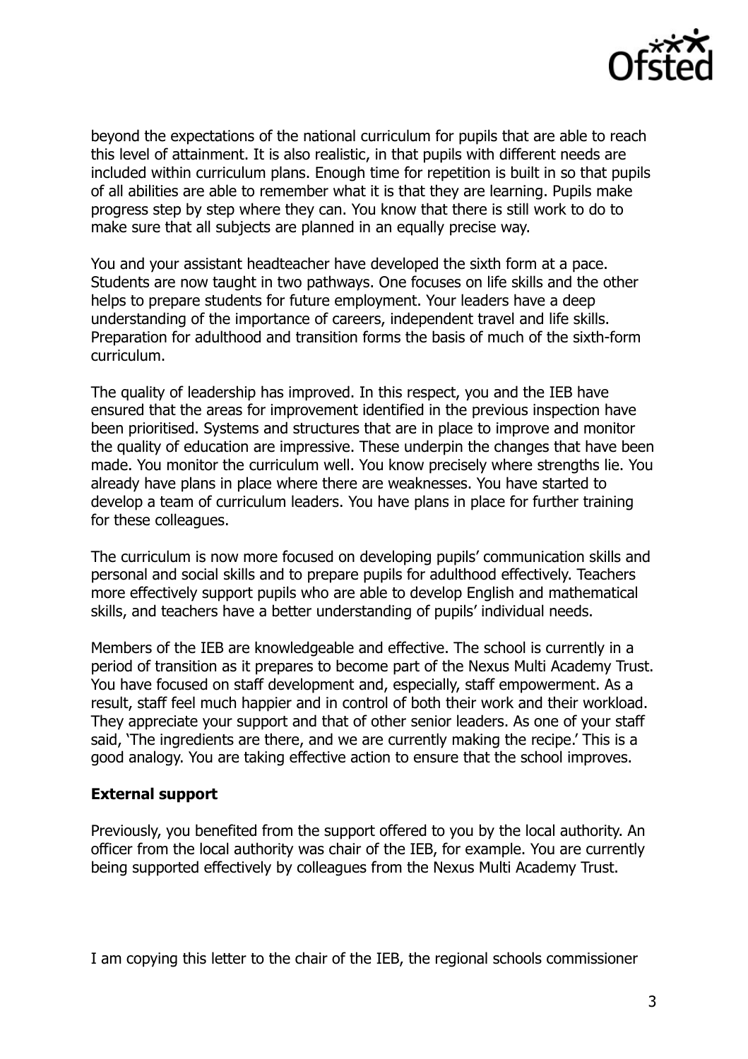beyond the expectations of the national curriculum for pupils that are able to reach this level of attainment. It is also realistic, in that pupils with different needs are included within curriculum plans. Enough time for repetition is built in so that pupils of all abilities are able to remember what it is that they are learning. Pupils make progress step by step where they can. You know that there is still work to do to make sure that all subjects are planned in an equally precise way.

You and your assistant headteacher have developed the sixth form at a pace. Students are now taught in two pathways. One focuses on life skills and the other helps to prepare students for future employment. Your leaders have a deep understanding of the importance of careers, independent travel and life skills. Preparation for adulthood and transition forms the basis of much of the sixth-form curriculum.

The quality of leadership has improved. In this respect, you and the IEB have ensured that the areas for improvement identified in the previous inspection have been prioritised. Systems and structures that are in place to improve and monitor the quality of education are impressive. These underpin the changes that have been made. You monitor the curriculum well. You know precisely where strengths lie. You already have plans in place where there are weaknesses. You have started to develop a team of curriculum leaders. You have plans in place for further training for these colleagues.

The curriculum is now more focused on developing pupils' communication skills and personal and social skills and to prepare pupils for adulthood effectively. Teachers more effectively support pupils who are able to develop English and mathematical skills, and teachers have a better understanding of pupils' individual needs.

Members of the IEB are knowledgeable and effective. The school is currently in a period of transition as it prepares to become part of the Nexus Multi Academy Trust. You have focused on staff development and, especially, staff empowerment. As a result, staff feel much happier and in control of both their work and their workload. They appreciate your support and that of other senior leaders. As one of your staff said, 'The ingredients are there, and we are currently making the recipe.' This is a good analogy. You are taking effective action to ensure that the school improves.

## External support

Previously, you benefited from the support offered to you by the local authority. An officer from the local authority was chair of the IEB, for example. You are currently being supported effectively by colleagues from the Nexus Multi Academy Trust.

I am copying this letter to the chair of the IEB, the regional schools commissioner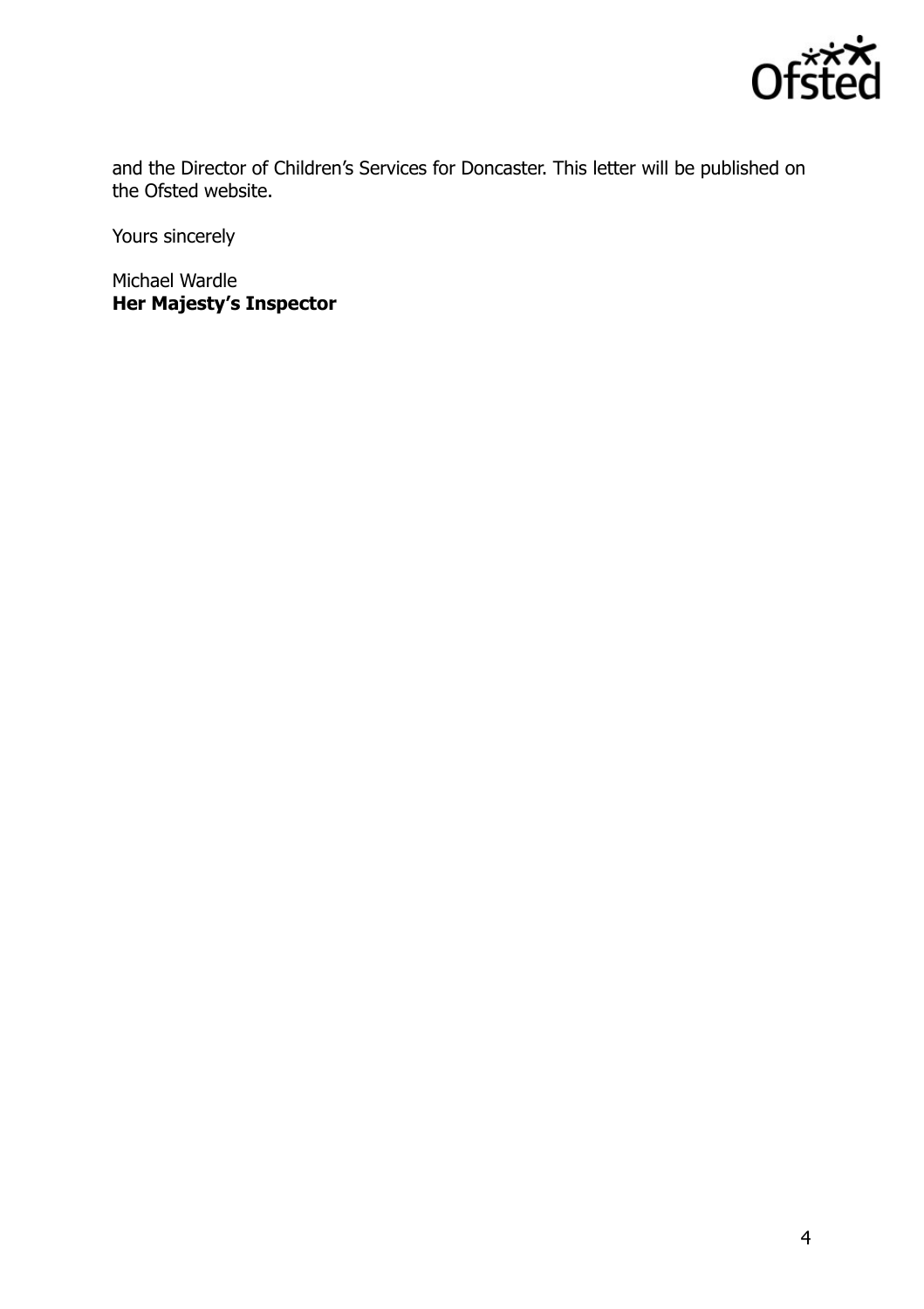and the Director of Children's Services for Doncaster. This letter will be published on the Ofsted website.

Yours sincerely

Michael Wardle
**Her Majesty's Inspector**